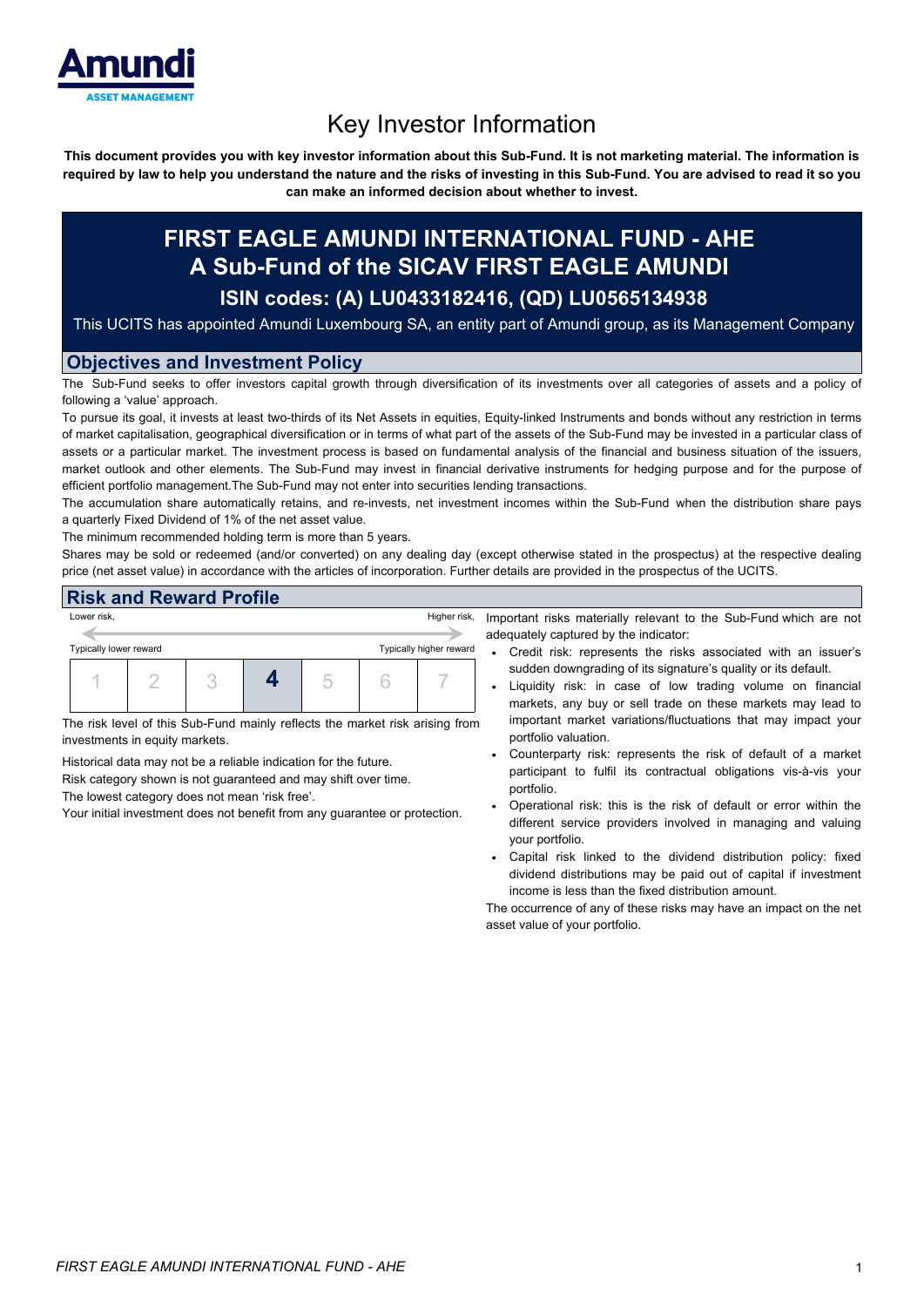# Key Investor Information

**This document provides you with key investor information about this Sub-Fund. It is not marketing material. The information is required by law to help you understand the nature and the risks of investing in this Sub-Fund. You are advised to read it so you can make an informed decision about whether to invest.**

## FIRST EAGLE AMUNDI INTERNATIONAL FUND - AHE
## A Sub-Fund of the SICAV FIRST EAGLE AMUNDI
### ISIN codes: (A) LU0433182416, (QD) LU0565134938

This UCITS has appointed Amundi Luxembourg SA, an entity part of Amundi group, as its Management Company

## Objectives and Investment Policy

The Sub-Fund seeks to offer investors capital growth through diversification of its investments over all categories of assets and a policy of following a 'value' approach.

To pursue its goal, it invests at least two-thirds of its Net Assets in equities, Equity-linked Instruments and bonds without any restriction in terms of market capitalisation, geographical diversification or in terms of what part of the assets of the Sub-Fund may be invested in a particular class of assets or a particular market. The investment process is based on fundamental analysis of the financial and business situation of the issuers, market outlook and other elements. The Sub-Fund may invest in financial derivative instruments for hedging purpose and for the purpose of efficient portfolio management.The Sub-Fund may not enter into securities lending transactions.

The accumulation share automatically retains, and re-invests, net investment incomes within the Sub-Fund when the distribution share pays a quarterly Fixed Dividend of 1% of the net asset value.

The minimum recommended holding term is more than 5 years.

Shares may be sold or redeemed (and/or converted) on any dealing day (except otherwise stated in the prospectus) at the respective dealing price (net asset value) in accordance with the articles of incorporation. Further details are provided in the prospectus of the UCITS.

## Risk and Reward Profile

Lower risk, — Higher risk,

Typically lower reward — Typically higher reward

| 1 | 2 | 3 | **4** | 5 | 6 | 7 |
|---|---|---|---|---|---|---|

The risk level of this Sub-Fund mainly reflects the market risk arising from investments in equity markets.

Historical data may not be a reliable indication for the future.

Risk category shown is not guaranteed and may shift over time.

The lowest category does not mean 'risk free'.

Your initial investment does not benefit from any guarantee or protection.

Important risks materially relevant to the Sub-Fund which are not adequately captured by the indicator:

- Credit risk: represents the risks associated with an issuer's sudden downgrading of its signature's quality or its default.
- Liquidity risk: in case of low trading volume on financial markets, any buy or sell trade on these markets may lead to important market variations/fluctuations that may impact your portfolio valuation.
- Counterparty risk: represents the risk of default of a market participant to fulfil its contractual obligations vis-à-vis your portfolio.
- Operational risk: this is the risk of default or error within the different service providers involved in managing and valuing your portfolio.
- Capital risk linked to the dividend distribution policy: fixed dividend distributions may be paid out of capital if investment income is less than the fixed distribution amount.

The occurrence of any of these risks may have an impact on the net asset value of your portfolio.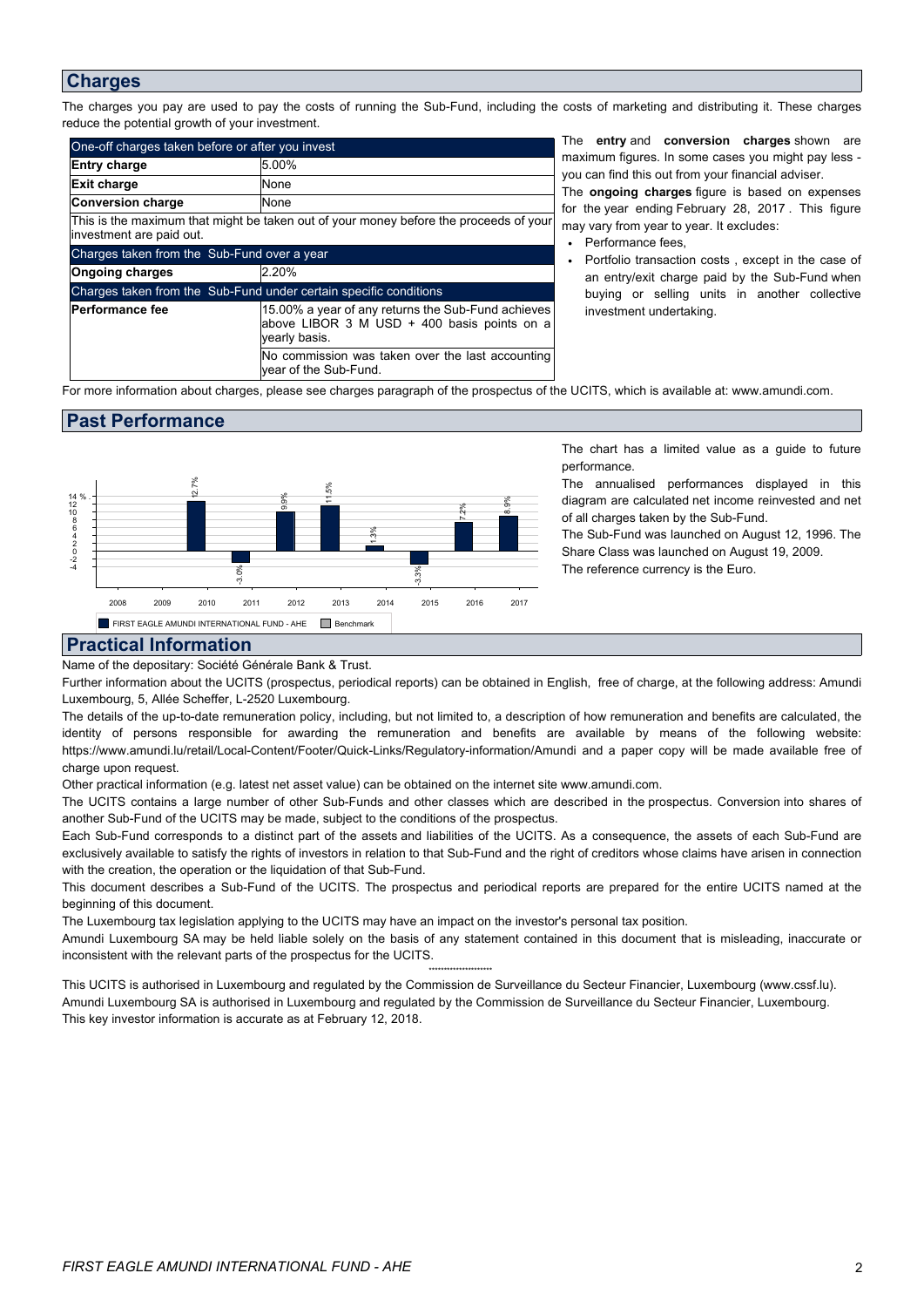## Charges

The charges you pay are used to pay the costs of running the Sub-Fund, including the costs of marketing and distributing it. These charges reduce the potential growth of your investment.

| One-off charges taken before or after you invest | |
|---|---|
| **Entry charge** | 5.00% |
| **Exit charge** | None |
| **Conversion charge** | None |
| This is the maximum that might be taken out of your money before the proceeds of your investment are paid out. | |
| Charges taken from the Sub-Fund over a year | |
| **Ongoing charges** | 2.20% |
| Charges taken from the Sub-Fund under certain specific conditions | |
| **Performance fee** | 15.00% a year of any returns the Sub-Fund achieves above LIBOR 3 M USD + 400 basis points on a yearly basis.<br>No commission was taken over the last accounting year of the Sub-Fund. |

The **entry** and **conversion charges** shown are maximum figures. In some cases you might pay less - you can find this out from your financial adviser.

The **ongoing charges** figure is based on expenses for the year ending February 28, 2017 . This figure may vary from year to year. It excludes:

- Performance fees,
- Portfolio transaction costs , except in the case of an entry/exit charge paid by the Sub-Fund when buying or selling units in another collective investment undertaking.

For more information about charges, please see charges paragraph of the prospectus of the UCITS, which is available at: www.amundi.com.

## Past Performance

14 %
12
10
8
6
4
2
0
-2
-4

2008 2009 2010 2011 2012 2013 2014 2015 2016 2017

12.7% -3.0% 9.9% 11.5% 1.3% -3.3% 7.2% 8.9%

FIRST EAGLE AMUNDI INTERNATIONAL FUND - AHE
Benchmark

The chart has a limited value as a guide to future performance.

The annualised performances displayed in this diagram are calculated net income reinvested and net of all charges taken by the Sub-Fund.

The Sub-Fund was launched on August 12, 1996. The Share Class was launched on August 19, 2009.

The reference currency is the Euro.

## Practical Information

Name of the depositary: Société Générale Bank & Trust.

Further information about the UCITS (prospectus, periodical reports) can be obtained in English, free of charge, at the following address: Amundi Luxembourg, 5, Allée Scheffer, L-2520 Luxembourg.

The details of the up-to-date remuneration policy, including, but not limited to, a description of how remuneration and benefits are calculated, the identity of persons responsible for awarding the remuneration and benefits are available by means of the following website: https://www.amundi.lu/retail/Local-Content/Footer/Quick-Links/Regulatory-information/Amundi and a paper copy will be made available free of charge upon request.

Other practical information (e.g. latest net asset value) can be obtained on the internet site www.amundi.com.

The UCITS contains a large number of other Sub-Funds and other classes which are described in the prospectus. Conversion into shares of another Sub-Fund of the UCITS may be made, subject to the conditions of the prospectus.

Each Sub-Fund corresponds to a distinct part of the assets and liabilities of the UCITS. As a consequence, the assets of each Sub-Fund are exclusively available to satisfy the rights of investors in relation to that Sub-Fund and the right of creditors whose claims have arisen in connection with the creation, the operation or the liquidation of that Sub-Fund.

This document describes a Sub-Fund of the UCITS. The prospectus and periodical reports are prepared for the entire UCITS named at the beginning of this document.

The Luxembourg tax legislation applying to the UCITS may have an impact on the investor's personal tax position.

Amundi Luxembourg SA may be held liable solely on the basis of any statement contained in this document that is misleading, inaccurate or inconsistent with the relevant parts of the prospectus for the UCITS.

This UCITS is authorised in Luxembourg and regulated by the Commission de Surveillance du Secteur Financier, Luxembourg (www.cssf.lu).
Amundi Luxembourg SA is authorised in Luxembourg and regulated by the Commission de Surveillance du Secteur Financier, Luxembourg.
This key investor information is accurate as at February 12, 2018.